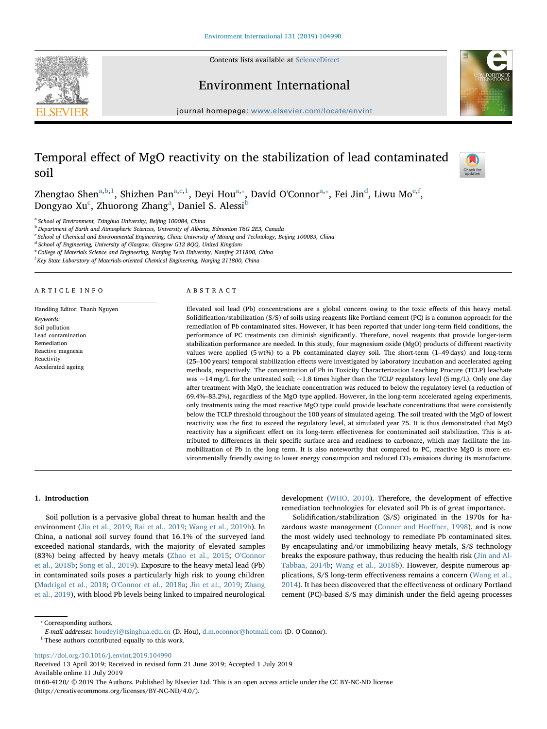# Temporal effect of MgO reactivity on the stabilization of lead contaminated soil

Zhengtao Shen[a,b,1], Shizhen Pan[a,c,1], Deyi Hou[a,*], David O'Connor[a,*], Fei Jin[d], Liwu Mo[e,f], Dongyao Xu[c], Zhuorong Zhang[a], Daniel S. Alessi[b]

[a] School of Environment, Tsinghua University, Beijing 100084, China
[b] Department of Earth and Atmospheric Sciences, University of Alberta, Edmonton T6G 2E3, Canada
[c] School of Chemical and Environmental Engineering, China University of Mining and Technology, Beijing 100083, China
[d] School of Engineering, University of Glasgow, Glasgow G12 8QQ, United Kingdom
[e] College of Materials Science and Engineering, Nanjing Tech University, Nanjing 211800, China
[f] Key State Laboratory of Materials-oriented Chemical Engineering, Nanjing 211800, China

## ARTICLE INFO

Handling Editor: Thanh Nguyen

*Keywords:*
Soil pollution
Lead contamination
Remediation
Reactive magnesia
Reactivity
Accelerated ageing

## ABSTRACT

Elevated soil lead (Pb) concentrations are a global concern owing to the toxic effects of this heavy metal. Solidification/stabilization (S/S) of soils using reagents like Portland cement (PC) is a common approach for the remediation of Pb contaminated sites. However, it has been reported that under long-term field conditions, the performance of PC treatments can diminish significantly. Therefore, novel reagents that provide longer-term stabilization performance are needed. In this study, four magnesium oxide (MgO) products of different reactivity values were applied (5 wt%) to a Pb contaminated clayey soil. The short-term (1–49 days) and long-term (25–100 years) temporal stabilization effects were investigated by laboratory incubation and accelerated ageing methods, respectively. The concentration of Pb in Toxicity Characterization Leaching Procure (TCLP) leachate was ~14 mg/L for the untreated soil; ~1.8 times higher than the TCLP regulatory level (5 mg/L). Only one day after treatment with MgO, the leachate concentration was reduced to below the regulatory level (a reduction of 69.4%–83.2%), regardless of the MgO type applied. However, in the long-term accelerated ageing experiments, only treatments using the most reactive MgO type could provide leachate concentrations that were consistently below the TCLP threshold throughout the 100 years of simulated ageing. The soil treated with the MgO of lowest reactivity was the first to exceed the regulatory level, at simulated year 75. It is thus demonstrated that MgO reactivity has a significant effect on its long-term effectiveness for contaminated soil stabilization. This is attributed to differences in their specific surface area and readiness to carbonate, which may facilitate the immobilization of Pb in the long term. It is also noteworthy that compared to PC, reactive MgO is more environmentally friendly owing to lower energy consumption and reduced $CO_2$ emissions during its manufacture.

## 1. Introduction

Soil pollution is a pervasive global threat to human health and the environment (Jia et al., 2019; Rai et al., 2019; Wang et al., 2019b). In China, a national soil survey found that 16.1% of the surveyed land exceeded national standards, with the majority of elevated samples (83%) being affected by heavy metals (Zhao et al., 2015; O'Connor et al., 2018b; Song et al., 2019). Exposure to the heavy metal lead (Pb) in contaminated soils poses a particularly high risk to young children (Madrigal et al., 2018; O'Connor et al., 2018a; Jin et al., 2019; Zhang et al., 2019), with blood Pb levels being linked to impaired neurological development (WHO, 2010). Therefore, the development of effective remediation technologies for elevated soil Pb is of great importance.

Solidification/stabilization (S/S) originated in the 1970s for hazardous waste management (Conner and Hoeffner, 1998), and is now the most widely used technology to remediate Pb contaminated sites. By encapsulating and/or immobilizing heavy metals, S/S technology breaks the exposure pathway, thus reducing the health risk (Jin and Al-Tabbaa, 2014b; Wang et al., 2018b). However, despite numerous applications, S/S long-term effectiveness remains a concern (Wang et al., 2014). It has been discovered that the effectiveness of ordinary Portland cement (PC)-based S/S may diminish under the field ageing processes

\* Corresponding authors.
*E-mail addresses:* houdeyi@tsinghua.edu.cn (D. Hou), d.m.oconnor@hotmail.com (D. O'Connor).
[1] These authors contributed equally to this work.

https://doi.org/10.1016/j.envint.2019.104990
Received 13 April 2019; Received in revised form 21 June 2019; Accepted 1 July 2019
Available online 11 July 2019
0160-4120/ © 2019 The Authors. Published by Elsevier Ltd. This is an open access article under the CC BY-NC-ND license (http://creativecommons.org/licenses/BY-NC-ND/4.0/).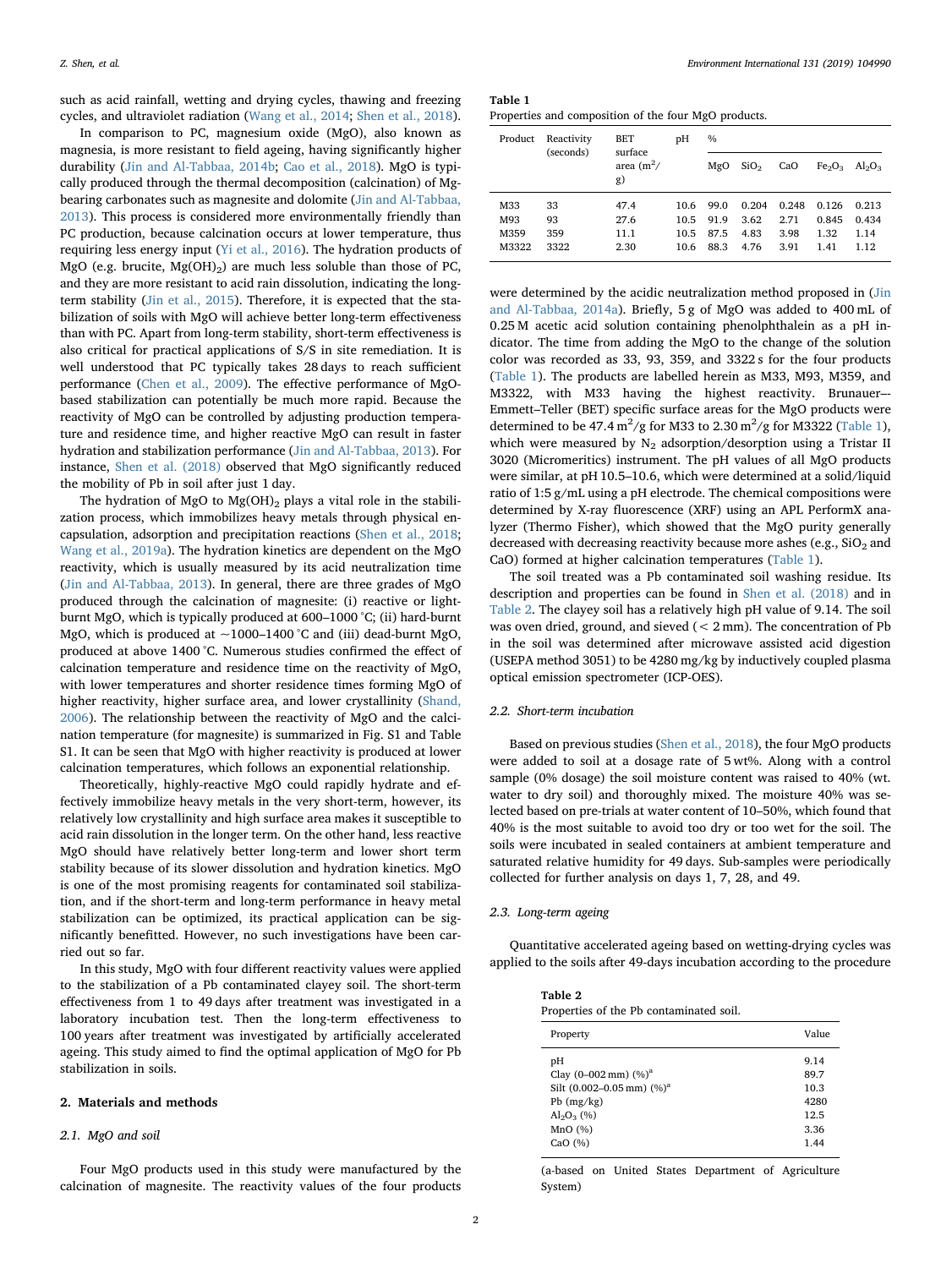such as acid rainfall, wetting and drying cycles, thawing and freezing cycles, and ultraviolet radiation (Wang et al., 2014; Shen et al., 2018).

In comparison to PC, magnesium oxide (MgO), also known as magnesia, is more resistant to field ageing, having significantly higher durability (Jin and Al-Tabbaa, 2014b; Cao et al., 2018). MgO is typically produced through the thermal decomposition (calcination) of Mg-bearing carbonates such as magnesite and dolomite (Jin and Al-Tabbaa, 2013). This process is considered more environmentally friendly than PC production, because calcination occurs at lower temperature, thus requiring less energy input (Yi et al., 2016). The hydration products of MgO (e.g. brucite, $Mg(OH)_2$) are much less soluble than those of PC, and they are more resistant to acid rain dissolution, indicating the long-term stability (Jin et al., 2015). Therefore, it is expected that the stabilization of soils with MgO will achieve better long-term effectiveness than with PC. Apart from long-term stability, short-term effectiveness is also critical for practical applications of S/S in site remediation. It is well understood that PC typically takes 28 days to reach sufficient performance (Chen et al., 2009). The effective performance of MgO-based stabilization can potentially be much more rapid. Because the reactivity of MgO can be controlled by adjusting production temperature and residence time, and higher reactive MgO can result in faster hydration and stabilization performance (Jin and Al-Tabbaa, 2013). For instance, Shen et al. (2018) observed that MgO significantly reduced the mobility of Pb in soil after just 1 day.

The hydration of MgO to $Mg(OH)_2$ plays a vital role in the stabilization process, which immobilizes heavy metals through physical encapsulation, adsorption and precipitation reactions (Shen et al., 2018; Wang et al., 2019a). The hydration kinetics are dependent on the MgO reactivity, which is usually measured by its acid neutralization time (Jin and Al-Tabbaa, 2013). In general, there are three grades of MgO produced through the calcination of magnesite: (i) reactive or light-burnt MgO, which is typically produced at 600–1000 °C; (ii) hard-burnt MgO, which is produced at ~1000–1400 °C and (iii) dead-burnt MgO, produced at above 1400 °C. Numerous studies confirmed the effect of calcination temperature and residence time on the reactivity of MgO, with lower temperatures and shorter residence times forming MgO of higher reactivity, higher surface area, and lower crystallinity (Shand, 2006). The relationship between the reactivity of MgO and the calcination temperature (for magnesite) is summarized in Fig. S1 and Table S1. It can be seen that MgO with higher reactivity is produced at lower calcination temperatures, which follows an exponential relationship.

Theoretically, highly-reactive MgO could rapidly hydrate and effectively immobilize heavy metals in the very short-term, however, its relatively low crystallinity and high surface area makes it susceptible to acid rain dissolution in the longer term. On the other hand, less reactive MgO should have relatively better long-term and lower short term stability because of its slower dissolution and hydration kinetics. MgO is one of the most promising reagents for contaminated soil stabilization, and if the short-term and long-term performance in heavy metal stabilization can be optimized, its practical application can be significantly benefitted. However, no such investigations have been carried out so far.

In this study, MgO with four different reactivity values were applied to the stabilization of a Pb contaminated clayey soil. The short-term effectiveness from 1 to 49 days after treatment was investigated in a laboratory incubation test. Then the long-term effectiveness to 100 years after treatment was investigated by artificially accelerated ageing. This study aimed to find the optimal application of MgO for Pb stabilization in soils.

## 2. Materials and methods

### 2.1. MgO and soil

Four MgO products used in this study were manufactured by the calcination of magnesite. The reactivity values of the four products were determined by the acidic neutralization method proposed in (Jin and Al-Tabbaa, 2014a). Briefly, 5 g of MgO was added to 400 mL of 0.25 M acetic acid solution containing phenolphthalein as a pH indicator. The time from adding the MgO to the change of the solution color was recorded as 33, 93, 359, and 3322 s for the four products (Table 1). The products are labelled herein as M33, M93, M359, and M3322, with M33 having the highest reactivity. Brunauer–-Emmett–Teller (BET) specific surface areas for the MgO products were determined to be 47.4 $m^2/g$ for M33 to 2.30 $m^2/g$ for M3322 (Table 1), which were measured by $N_2$ adsorption/desorption using a Tristar II 3020 (Micromeritics) instrument. The pH values of all MgO products were similar, at pH 10.5–10.6, which were determined at a solid/liquid ratio of 1:5 g/mL using a pH electrode. The chemical compositions were determined by X-ray fluorescence (XRF) using an APL PerformX analyzer (Thermo Fisher), which showed that the MgO purity generally decreased with decreasing reactivity because more ashes (e.g., $SiO_2$ and CaO) formed at higher calcination temperatures (Table 1).

**Table 1**
Properties and composition of the four MgO products.

| Product | Reactivity (seconds) | BET surface area ($m^2$/g) | pH | % | | | | |
|---|---|---|---|---|---|---|---|---|
| | | | | MgO | $SiO_2$ | CaO | $Fe_2O_3$ | $Al_2O_3$ |
| M33 | 33 | 47.4 | 10.6 | 99.0 | 0.204 | 0.248 | 0.126 | 0.213 |
| M93 | 93 | 27.6 | 10.5 | 91.9 | 3.62 | 2.71 | 0.845 | 0.434 |
| M359 | 359 | 11.1 | 10.5 | 87.5 | 4.83 | 3.98 | 1.32 | 1.14 |
| M3322 | 3322 | 2.30 | 10.6 | 88.3 | 4.76 | 3.91 | 1.41 | 1.12 |

The soil treated was a Pb contaminated soil washing residue. Its description and properties can be found in Shen et al. (2018) and in Table 2. The clayey soil has a relatively high pH value of 9.14. The soil was oven dried, ground, and sieved (< 2 mm). The concentration of Pb in the soil was determined after microwave assisted acid digestion (USEPA method 3051) to be 4280 mg/kg by inductively coupled plasma optical emission spectrometer (ICP-OES).

**Table 2**
Properties of the Pb contaminated soil.

| Property | Value |
|---|---|
| pH | 9.14 |
| Clay (0–002 mm) (%)[a] | 89.7 |
| Silt (0.002–0.05 mm) (%)[a] | 10.3 |
| Pb (mg/kg) | 4280 |
| $Al_2O_3$ (%) | 12.5 |
| MnO (%) | 3.36 |
| CaO (%) | 1.44 |

(a-based on United States Department of Agriculture System)

### 2.2. Short-term incubation

Based on previous studies (Shen et al., 2018), the four MgO products were added to soil at a dosage rate of 5 wt%. Along with a control sample (0% dosage) the soil moisture content was raised to 40% (wt. water to dry soil) and thoroughly mixed. The moisture 40% was selected based on pre-trials at water content of 10–50%, which found that 40% is the most suitable to avoid too dry or too wet for the soil. The soils were incubated in sealed containers at ambient temperature and saturated relative humidity for 49 days. Sub-samples were periodically collected for further analysis on days 1, 7, 28, and 49.

### 2.3. Long-term ageing

Quantitative accelerated ageing based on wetting-drying cycles was applied to the soils after 49-days incubation according to the procedure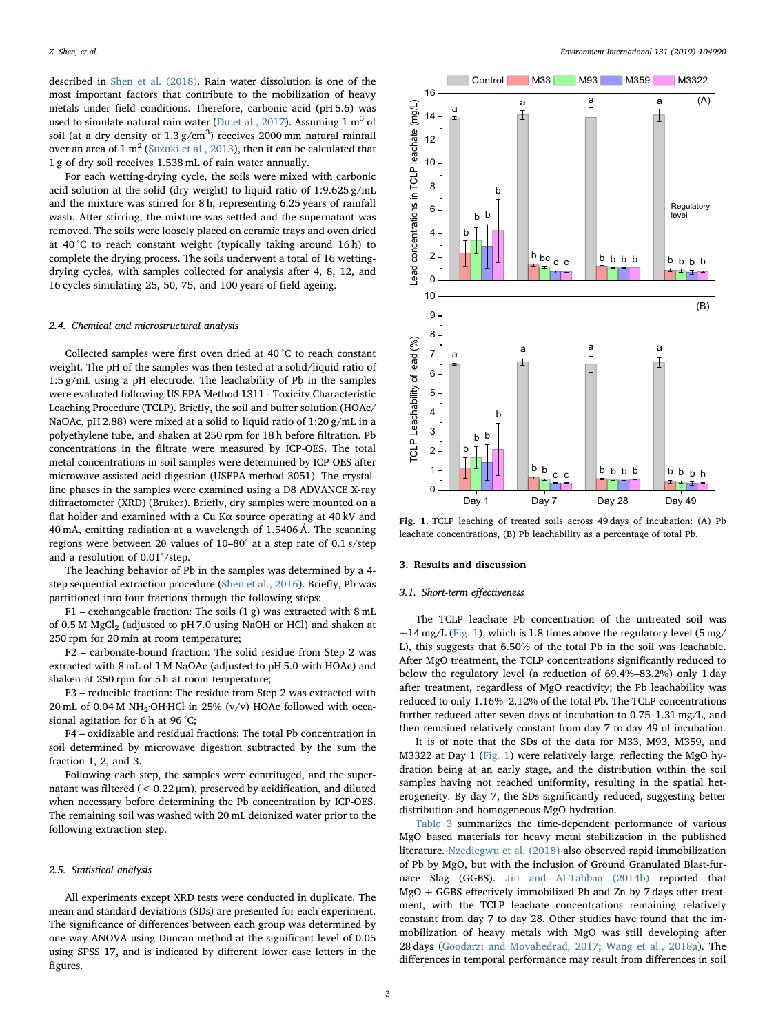described in Shen et al. (2018). Rain water dissolution is one of the most important factors that contribute to the mobilization of heavy metals under field conditions. Therefore, carbonic acid (pH 5.6) was used to simulate natural rain water (Du et al., 2017). Assuming 1 $m^3$ of soil (at a dry density of 1.3 g/$cm^3$) receives 2000 mm natural rainfall over an area of 1 $m^2$ (Suzuki et al., 2013), then it can be calculated that 1 g of dry soil receives 1.538 mL of rain water annually.

For each wetting-drying cycle, the soils were mixed with carbonic acid solution at the solid (dry weight) to liquid ratio of 1:9.625 g/mL and the mixture was stirred for 8 h, representing 6.25 years of rainfall wash. After stirring, the mixture was settled and the supernatant was removed. The soils were loosely placed on ceramic trays and oven dried at 40 °C to reach constant weight (typically taking around 16 h) to complete the drying process. The soils underwent a total of 16 wetting-drying cycles, with samples collected for analysis after 4, 8, 12, and 16 cycles simulating 25, 50, 75, and 100 years of field ageing.

### 2.4. Chemical and microstructural analysis

Collected samples were first oven dried at 40 °C to reach constant weight. The pH of the samples was then tested at a solid/liquid ratio of 1:5 g/mL using a pH electrode. The leachability of Pb in the samples were evaluated following US EPA Method 1311 - Toxicity Characteristic Leaching Procedure (TCLP). Briefly, the soil and buffer solution (HOAc/NaOAc, pH 2.88) were mixed at a solid to liquid ratio of 1:20 g/mL in a polyethylene tube, and shaken at 250 rpm for 18 h before filtration. Pb concentrations in the filtrate were measured by ICP-OES. The total metal concentrations in soil samples were determined by ICP-OES after microwave assisted acid digestion (USEPA method 3051). The crystalline phases in the samples were examined using a D8 ADVANCE X-ray diffractometer (XRD) (Bruker). Briefly, dry samples were mounted on a flat holder and examined with a Cu Kα source operating at 40 kV and 40 mA, emitting radiation at a wavelength of 1.5406 Å. The scanning regions were between 2θ values of 10–80° at a step rate of 0.1 s/step and a resolution of 0.01°/step.

The leaching behavior of Pb in the samples was determined by a 4-step sequential extraction procedure (Shen et al., 2016). Briefly, Pb was partitioned into four fractions through the following steps:

F1 – exchangeable fraction: The soils (1 g) was extracted with 8 mL of 0.5 M $MgCl_2$ (adjusted to pH 7.0 using NaOH or HCl) and shaken at 250 rpm for 20 min at room temperature;

F2 – carbonate-bound fraction: The solid residue from Step 2 was extracted with 8 mL of 1 M NaOAc (adjusted to pH 5.0 with HOAc) and shaken at 250 rpm for 5 h at room temperature;

F3 – reducible fraction: The residue from Step 2 was extracted with 20 mL of 0.04 M $NH_2OH{\cdot}HCl$ in 25% (v/v) HOAc followed with occasional agitation for 6 h at 96 °C;

F4 – oxidizable and residual fractions: The total Pb concentration in soil determined by microwave digestion subtracted by the sum the fraction 1, 2, and 3.

Following each step, the samples were centrifuged, and the supernatant was filtered (< 0.22 μm), preserved by acidification, and diluted when necessary before determining the Pb concentration by ICP-OES. The remaining soil was washed with 20 mL deionized water prior to the following extraction step.

### 2.5. Statistical analysis

All experiments except XRD tests were conducted in duplicate. The mean and standard deviations (SDs) are presented for each experiment. The significance of differences between each group was determined by one-way ANOVA using Duncan method at the significant level of 0.05 using SPSS 17, and is indicated by different lower case letters in the figures.

**Fig. 1.** TCLP leaching of treated soils across 49 days of incubation: (A) Pb leachate concentrations, (B) Pb leachability as a percentage of total Pb.

## 3. Results and discussion

### 3.1. Short-term effectiveness

The TCLP leachate Pb concentration of the untreated soil was ~14 mg/L (Fig. 1), which is 1.8 times above the regulatory level (5 mg/L), this suggests that 6.50% of the total Pb in the soil was leachable. After MgO treatment, the TCLP concentrations significantly reduced to below the regulatory level (a reduction of 69.4%–83.2%) only 1 day after treatment, regardless of MgO reactivity; the Pb leachability was reduced to only 1.16%–2.12% of the total Pb. The TCLP concentrations further reduced after seven days of incubation to 0.75–1.31 mg/L, and then remained relatively constant from day 7 to day 49 of incubation.

It is of note that the SDs of the data for M33, M93, M359, and M3322 at Day 1 (Fig. 1) were relatively large, reflecting the MgO hydration being at an early stage, and the distribution within the soil samples having not reached uniformity, resulting in the spatial heterogeneity. By day 7, the SDs significantly reduced, suggesting better distribution and homogeneous MgO hydration.

Table 3 summarizes the time-dependent performance of various MgO based materials for heavy metal stabilization in the published literature. Nzediegwu et al. (2018) also observed rapid immobilization of Pb by MgO, but with the inclusion of Ground Granulated Blast-furnace Slag (GGBS). Jin and Al-Tabbaa (2014b) reported that MgO + GGBS effectively immobilized Pb and Zn by 7 days after treatment, with the TCLP leachate concentrations remaining relatively constant from day 7 to day 28. Other studies have found that the immobilization of heavy metals with MgO was still developing after 28 days (Goodarzi and Movahedrad, 2017; Wang et al., 2018a). The differences in temporal performance may result from differences in soil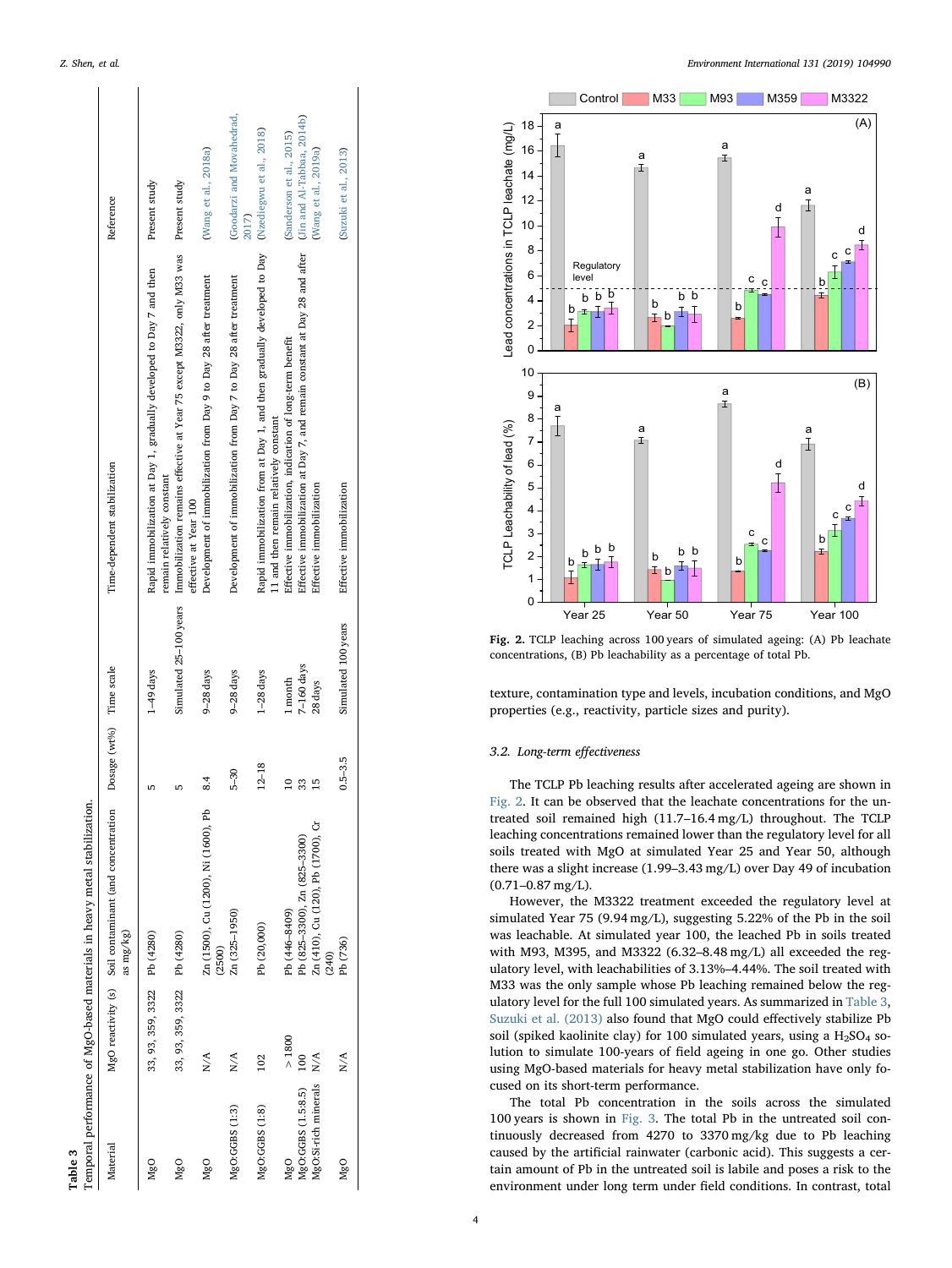**Table 3**
Temporal performance of MgO-based materials in heavy metal stabilization.

| Material | MgO reactivity (s) | Soil contaminant (and concentration as mg/kg) | Dosage (wt%) | Time scale | Time-dependent stabilization | Reference |
|---|---|---|---|---|---|---|
| MgO | 33, 93, 359, 3322 | Pb (4280) | 5 | 1–49 days | Rapid immobilization at Day 1, gradually developed to Day 7 and then remain relatively constant | Present study |
| MgO | 33, 93, 359, 3322 | Pb (4280) | 5 | Simulated 25–100 years | Immobilization remains effective at Year 75 except M3322, only M33 was effective at Year 100 | Present study |
| MgO | N/A | Zn (1500), Cu (1200), Ni (1600), Pb (2500) | 8.4 | 9–28 days | Development of immobilization from Day 9 to Day 28 after treatment | (Wang et al., 2018a) |
| MgO:GGBS (1:3) | N/A | Zn (325–1950) | 5–30 | 9–28 days | Development of immobilization from Day 7 to Day 28 after treatment | (Goodarzi and Movahedrad, 2017) |
| MgO:GGBS (1:8) | 102 | Pb (20,000) | 12–18 | 1–28 days | Rapid immobilization from at Day 1, and then gradually developed to Day 11 and then remain relatively constant | (Nzediegwu et al., 2018) |
| MgO | > 1800 | Pb (446–8409) | 10 | 1 month | Effective immobilization, indication of long-term benefit | (Sanderson et al., 2015) |
| MgO:GGBS (1.5:8.5) | 100 | Pb (825–3300), Zn (825–3300) | 33 | 7–160 days | Effective immobilization at Day 7, and remain constant at Day 28 and after | (Jin and Al-Tabbaa, 2014b) |
| MgO:Si-rich minerals | N/A | Zn (410), Cu (120), Pb (1700), Cr (240) | 15 | 28 days | Effective immobilization | (Wang et al., 2019a) |
| MgO | N/A | Pb (736) | 0.5–3.5 | Simulated 100 years | Effective immobilization | (Suzuki et al., 2013) |

**Fig. 2.** TCLP leaching across 100 years of simulated ageing: (A) Pb leachate concentrations, (B) Pb leachability as a percentage of total Pb.

texture, contamination type and levels, incubation conditions, and MgO properties (e.g., reactivity, particle sizes and purity).

### 3.2. Long-term effectiveness

The TCLP Pb leaching results after accelerated ageing are shown in Fig. 2. It can be observed that the leachate concentrations for the untreated soil remained high (11.7–16.4 mg/L) throughout. The TCLP leaching concentrations remained lower than the regulatory level for all soils treated with MgO at simulated Year 25 and Year 50, although there was a slight increase (1.99–3.43 mg/L) over Day 49 of incubation (0.71–0.87 mg/L).

However, the M3322 treatment exceeded the regulatory level at simulated Year 75 (9.94 mg/L), suggesting 5.22% of the Pb in the soil was leachable. At simulated year 100, the leached Pb in soils treated with M93, M395, and M3322 (6.32–8.48 mg/L) all exceeded the regulatory level, with leachabilities of 3.13%–4.44%. The soil treated with M33 was the only sample whose Pb leaching remained below the regulatory level for the full 100 simulated years. As summarized in Table 3, Suzuki et al. (2013) also found that MgO could effectively stabilize Pb soil (spiked kaolinite clay) for 100 simulated years, using a $H_2SO_4$ solution to simulate 100-years of field ageing in one go. Other studies using MgO-based materials for heavy metal stabilization have only focused on its short-term performance.

The total Pb concentration in the soils across the simulated 100 years is shown in Fig. 3. The total Pb in the untreated soil continuously decreased from 4270 to 3370 mg/kg due to Pb leaching caused by the artificial rainwater (carbonic acid). This suggests a certain amount of Pb in the untreated soil is labile and poses a risk to the environment under long term under field conditions. In contrast, total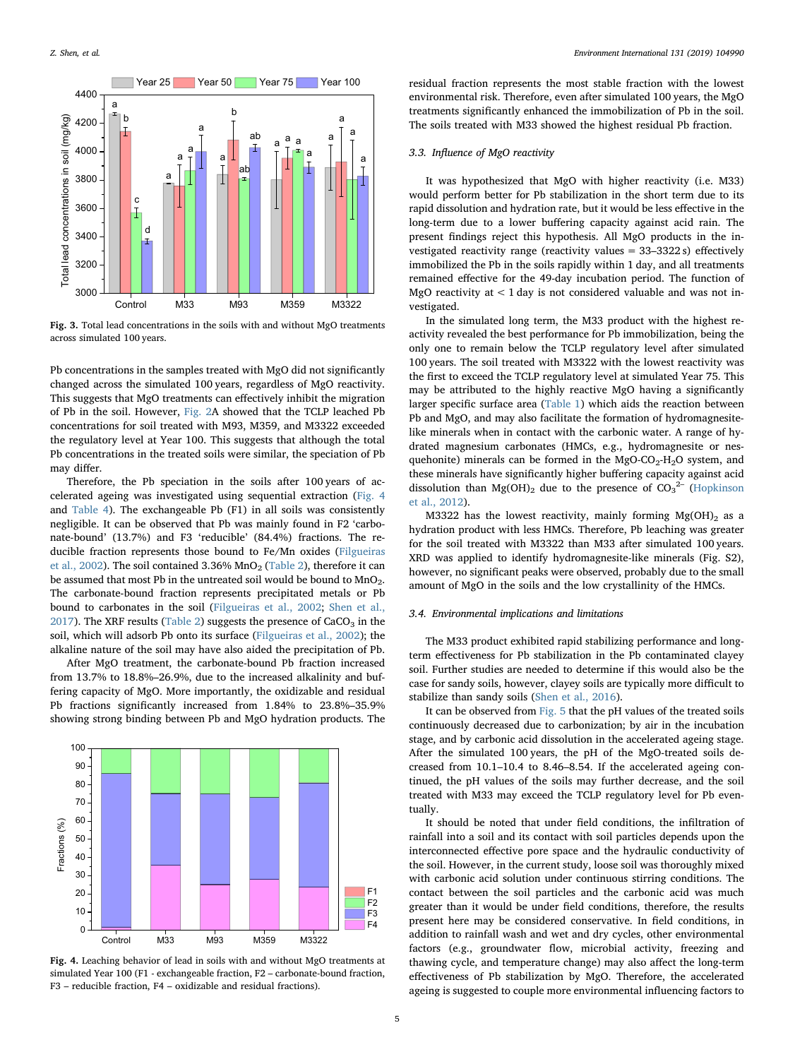Fig. 3. Total lead concentrations in the soils with and without MgO treatments across simulated 100 years.

Pb concentrations in the samples treated with MgO did not significantly changed across the simulated 100 years, regardless of MgO reactivity. This suggests that MgO treatments can effectively inhibit the migration of Pb in the soil. However, Fig. 2A showed that the TCLP leached Pb concentrations for soil treated with M93, M359, and M3322 exceeded the regulatory level at Year 100. This suggests that although the total Pb concentrations in the treated soils were similar, the speciation of Pb may differ.

Therefore, the Pb speciation in the soils after 100 years of accelerated ageing was investigated using sequential extraction (Fig. 4 and Table 4). The exchangeable Pb (F1) in all soils was consistently negligible. It can be observed that Pb was mainly found in F2 'carbonate-bound' (13.7%) and F3 'reducible' (84.4%) fractions. The reducible fraction represents those bound to Fe/Mn oxides (Filgueiras et al., 2002). The soil contained 3.36% $MnO_2$ (Table 2), therefore it can be assumed that most Pb in the untreated soil would be bound to $MnO_2$. The carbonate-bound fraction represents precipitated metals or Pb bound to carbonates in the soil (Filgueiras et al., 2002; Shen et al., 2017). The XRF results (Table 2) suggests the presence of $CaCO_3$ in the soil, which will adsorb Pb onto its surface (Filgueiras et al., 2002); the alkaline nature of the soil may have also aided the precipitation of Pb.

After MgO treatment, the carbonate-bound Pb fraction increased from 13.7% to 18.8%–26.9%, due to the increased alkalinity and buffering capacity of MgO. More importantly, the oxidizable and residual Pb fractions significantly increased from 1.84% to 23.8%–35.9% showing strong binding between Pb and MgO hydration products. The residual fraction represents the most stable fraction with the lowest environmental risk. Therefore, even after simulated 100 years, the MgO treatments significantly enhanced the immobilization of Pb in the soil. The soils treated with M33 showed the highest residual Pb fraction.

Fig. 4. Leaching behavior of lead in soils with and without MgO treatments at simulated Year 100 (F1 - exchangeable fraction, F2 – carbonate-bound fraction, F3 – reducible fraction, F4 – oxidizable and residual fractions).

### 3.3. Influence of MgO reactivity

It was hypothesized that MgO with higher reactivity (i.e. M33) would perform better for Pb stabilization in the short term due to its rapid dissolution and hydration rate, but it would be less effective in the long-term due to a lower buffering capacity against acid rain. The present findings reject this hypothesis. All MgO products in the investigated reactivity range (reactivity values = 33–3322 s) effectively immobilized the Pb in the soils rapidly within 1 day, and all treatments remained effective for the 49-day incubation period. The function of MgO reactivity at < 1 day is not considered valuable and was not investigated.

In the simulated long term, the M33 product with the highest reactivity revealed the best performance for Pb immobilization, being the only one to remain below the TCLP regulatory level after simulated 100 years. The soil treated with M3322 with the lowest reactivity was the first to exceed the TCLP regulatory level at simulated Year 75. This may be attributed to the highly reactive MgO having a significantly larger specific surface area (Table 1) which aids the reaction between Pb and MgO, and may also facilitate the formation of hydromagnesite-like minerals when in contact with the carbonic water. A range of hydrated magnesium carbonates (HMCs, e.g., hydromagnesite or nesquehonite) minerals can be formed in the $MgO$-$CO_2$-$H_2O$ system, and these minerals have significantly higher buffering capacity against acid dissolution than $Mg(OH)_2$ due to the presence of $CO_3^{2-}$ (Hopkinson et al., 2012).

M3322 has the lowest reactivity, mainly forming $Mg(OH)_2$ as a hydration product with less HMCs. Therefore, Pb leaching was greater for the soil treated with M3322 than M33 after simulated 100 years. XRD was applied to identify hydromagnesite-like minerals (Fig. S2), however, no significant peaks were observed, probably due to the small amount of MgO in the soils and the low crystallinity of the HMCs.

### 3.4. Environmental implications and limitations

The M33 product exhibited rapid stabilizing performance and long-term effectiveness for Pb stabilization in the Pb contaminated clayey soil. Further studies are needed to determine if this would also be the case for sandy soils, however, clayey soils are typically more difficult to stabilize than sandy soils (Shen et al., 2016).

It can be observed from Fig. 5 that the pH values of the treated soils continuously decreased due to carbonization; by air in the incubation stage, and by carbonic acid dissolution in the accelerated ageing stage. After the simulated 100 years, the pH of the MgO-treated soils decreased from 10.1–10.4 to 8.46–8.54. If the accelerated ageing continued, the pH values of the soils may further decrease, and the soil treated with M33 may exceed the TCLP regulatory level for Pb eventually.

It should be noted that under field conditions, the infiltration of rainfall into a soil and its contact with soil particles depends upon the interconnected effective pore space and the hydraulic conductivity of the soil. However, in the current study, loose soil was thoroughly mixed with carbonic acid solution under continuous stirring conditions. The contact between the soil particles and the carbonic acid was much greater than it would be under field conditions, therefore, the results present here may be considered conservative. In field conditions, in addition to rainfall wash and wet and dry cycles, other environmental factors (e.g., groundwater flow, microbial activity, freezing and thawing cycle, and temperature change) may also affect the long-term effectiveness of Pb stabilization by MgO. Therefore, the accelerated ageing is suggested to couple more environmental influencing factors to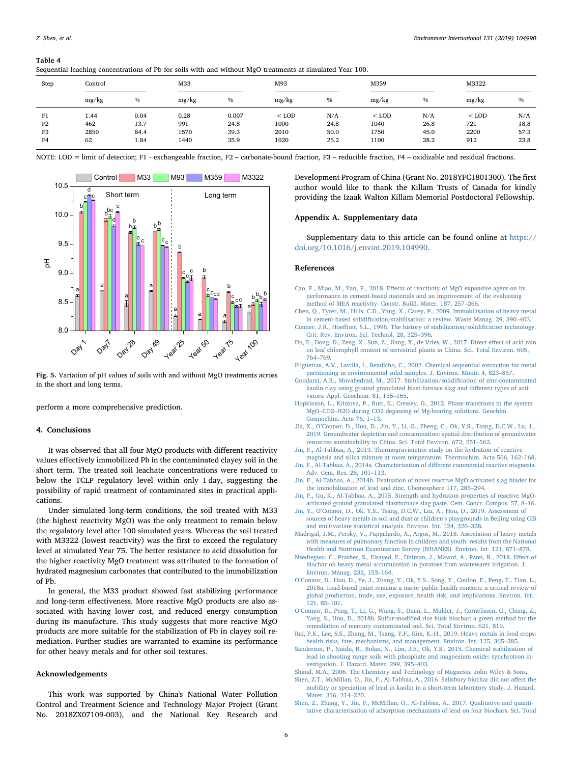**Table 4**
Sequential leaching concentrations of Pb for soils with and without MgO treatments at simulated Year 100.

| Step | Control | | M33 | | M93 | | M359 | | M3322 | |
|---|---|---|---|---|---|---|---|---|---|---|
| | mg/kg | % | mg/kg | % | mg/kg | % | mg/kg | % | mg/kg | % |
| F1 | 1.44 | 0.04 | 0.28 | 0.007 | < LOD | N/A | < LOD | N/A | < LOD | N/A |
| F2 | 462 | 13.7 | 991 | 24.8 | 1000 | 24.8 | 1040 | 26.8 | 721 | 18.8 |
| F3 | 2850 | 84.4 | 1570 | 39.3 | 2010 | 50.0 | 1750 | 45.0 | 2200 | 57.3 |
| F4 | 62 | 1.84 | 1440 | 35.9 | 1020 | 25.2 | 1100 | 28.2 | 912 | 23.8 |

NOTE: LOD = limit of detection; F1 - exchangeable fraction, F2 – carbonate-bound fraction, F3 – reducible fraction, F4 – oxidizable and residual fractions.

**Fig. 5.** Variation of pH values of soils with and without MgO treatments across in the short and long terms.

perform a more comprehensive prediction.

## 4. Conclusions

It was observed that all four MgO products with different reactivity values effectively immobilized Pb in the contaminated clayey soil in the short term. The treated soil leachate concentrations were reduced to below the TCLP regulatory level within only 1 day, suggesting the possibility of rapid treatment of contaminated sites in practical applications.

Under simulated long-term conditions, the soil treated with M33 (the highest reactivity MgO) was the only treatment to remain below the regulatory level after 100 simulated years. Whereas the soil treated with M3322 (lowest reactivity) was the first to exceed the regulatory level at simulated Year 75. The better resistance to acid dissolution for the higher reactivity MgO treatment was attributed to the formation of hydrated magnesium carbonates that contributed to the immobilization of Pb.

In general, the M33 product showed fast stabilizing performance and long-term effectiveness. More reactive MgO products are also associated with having lower cost, and reduced energy consumption during its manufacture. This study suggests that more reactive MgO products are more suitable for the stabilization of Pb in clayey soil remediation. Further studies are warranted to examine its performance for other heavy metals and for other soil textures.

## Acknowledgements

This work was supported by China's National Water Pollution Control and Treatment Science and Technology Major Project (Grant No. 2018ZX07109-003), and the National Key Research and Development Program of China (Grant No. 2018YFC1801300). The first author would like to thank the Killam Trusts of Canada for kindly providing the Izaak Walton Killam Memorial Postdoctoral Fellowship.

## Appendix A. Supplementary data

Supplementary data to this article can be found online at https://doi.org/10.1016/j.envint.2019.104990.

## References

Cao, F., Miao, M., Yan, P., 2018. Effects of reactivity of MgO expansive agent on its performance in cement-based materials and an improvement of the evaluating method of MEA reactivity. Constr. Build. Mater. 187, 257–266.

Chen, Q., Tyrer, M., Hills, C.D., Yang, X., Carey, P., 2009. Immobilisation of heavy metal in cement-based solidification/stabilisation: a review. Waste Manag. 29, 390–403.

Conner, J.R., Hoeffner, S.L., 1998. The history of stabilization/solidification technology. Crit. Rev. Environ. Sci. Technol. 28, 325–396.

Du, E., Dong, D., Zeng, X., Sun, Z., Jiang, X., de Vries, W., 2017. Direct effect of acid rain on leaf chlorophyll content of terrestrial plants in China. Sci. Total Environ. 605, 764–769.

Filgueiras, A.V., Lavilla, I., Bendicho, C., 2002. Chemical sequential extraction for metal partitioning in environmental solid samples. J. Environ. Monit. 4, 823–857.

Goodarzi, A.R., Movahedrad, M., 2017. Stabilization/solidification of zinc-contaminated kaolin clay using ground granulated blast-furnace slag and different types of activators. Appl. Geochem. 81, 155–165.

Hopkinson, L., Kristova, P., Rutt, K., Cressey, G., 2012. Phase transitions in the system MgO–CO2–H2O during CO2 degassing of Mg-bearing solutions. Geochim. Cosmochim. Acta 76, 1–13.

Jia, X., O'Connor, D., Hou, D., Jin, Y., Li, G., Zheng, C., Ok, Y.S., Tsang, D.C.W., Lu, J., 2019. Groundwater depletion and contamination: spatial distribution of groundwater resources sustainability in China. Sci. Total Environ. 672, 551–562.

Jin, F., Al-Tabbaa, A., 2013. Thermogravimetric study on the hydration of reactive magnesia and silica mixture at room temperature. Thermochim. Acta 566, 162–168.

Jin, F., Al-Tabbaa, A., 2014a. Characterisation of different commercial reactive magnesia. Adv. Cem. Res. 26, 101–113.

Jin, F., Al-Tabbaa, A., 2014b. Evaluation of novel reactive MgO activated slag binder for the immobilisation of lead and zinc. Chemosphere 117, 285–294.

Jin, F., Gu, K., Al-Tabbaa, A., 2015. Strength and hydration properties of reactive MgO-activated ground granulated blastfurnace slag paste. Cem. Concr. Compos. 57, 8–16.

Jin, Y., O'Connor, D., Ok, Y.S., Tsang, D.C.W., Liu, A., Hou, D., 2019. Assessment of sources of heavy metals in soil and dust at children's playgrounds in Beijing using GIS and multivariate statistical analysis. Environ. Int. 124, 320–328.

Madrigal, J.M., Persky, V., Pappalardo, A., Argos, M., 2018. Association of heavy metals with measures of pulmonary function in children and youth: results from the National Health and Nutrition Examination Survey (NHANES). Environ. Int. 121, 871–878.

Nzediegwu, C., Prasher, S., Elsayed, E., Dhiman, J., Mawof, A., Patel, R., 2018. Effect of biochar on heavy metal accumulation in potatoes from wastewater irrigation. J. Environ. Manag. 232, 153–164.

O'Connor, D., Hou, D., Ye, J., Zhang, Y., Ok, Y.S., Song, Y., Coulon, F., Peng, T., Tian, L., 2018a. Lead-based paint remains a major public health concern: a critical review of global production, trade, use, exposure, health risk, and implications. Environ. Int. 121, 85–101.

O'Connor, D., Peng, T., Li, G., Wang, S., Duan, L., Mulder, J., Cornelissen, G., Cheng, Z., Yang, S., Hou, D., 2018b. Sulfur-modified rice husk biochar: a green method for the remediation of mercury contaminated soil. Sci. Total Environ. 621, 819.

Rai, P.K., Lee, S.S., Zhang, M., Tsang, Y.F., Kim, K.-H., 2019. Heavy metals in food crops: health risks, fate, mechanisms, and management. Environ. Int. 125, 365–385.

Sanderson, P., Naidu, R., Bolan, N., Lim, J.E., Ok, Y.S., 2015. Chemical stabilisation of lead in shooting range soils with phosphate and magnesium oxide: synchrotron investigation. J. Hazard. Mater. 299, 395–403.

Shand, M.A., 2006. The Chemistry and Technology of Magnesia. John Wiley & Sons.

Shen, Z.T., McMillan, O., Jin, F., Al-Tabbaa, A., 2016. Salisbury biochar did not affect the mobility or speciation of lead in kaolin in a short-term laboratory study. J. Hazard. Mater. 316, 214–220.

Shen, Z., Zhang, Y., Jin, F., McMillan, O., Al-Tabbaa, A., 2017. Qualitative and quantitative characterisation of adsorption mechanisms of lead on four biochars. Sci. Total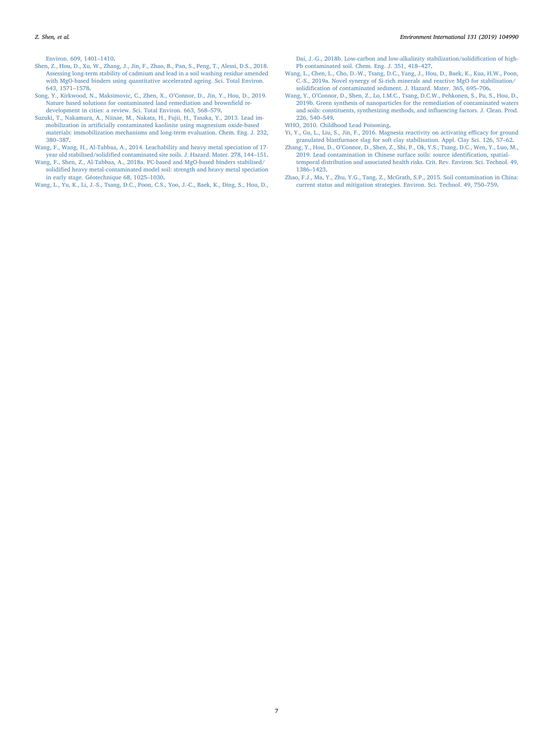Environ. 609, 1401–1410.

Shen, Z., Hou, D., Xu, W., Zhang, J., Jin, F., Zhao, B., Pan, S., Peng, T., Alessi, D.S., 2018. Assessing long-term stability of cadmium and lead in a soil washing residue amended with MgO-based binders using quantitative accelerated ageing. Sci. Total Environ. 643, 1571–1578.

Song, Y., Kirkwood, N., Maksimovic, C., Zhen, X., O'Connor, D., Jin, Y., Hou, D., 2019. Nature based solutions for contaminated land remediation and brownfield redevelopment in cities: a review. Sci. Total Environ. 663, 568–579.

Suzuki, T., Nakamura, A., Niinae, M., Nakata, H., Fujii, H., Tasaka, Y., 2013. Lead immobilization in artificially contaminated kaolinite using magnesium oxide-based materials: immobilization mechanisms and long-term evaluation. Chem. Eng. J. 232, 380–387.

Wang, F., Wang, H., Al-Tabbaa, A., 2014. Leachability and heavy metal speciation of 17-year old stabilised/solidified contaminated site soils. J. Hazard. Mater. 278, 144–151.

Wang, F., Shen, Z., Al-Tabbaa, A., 2018a. PC-based and MgO-based binders stabilised/solidified heavy metal-contaminated model soil: strength and heavy metal speciation in early stage. Géotechnique 68, 1025–1030.

Wang, L., Yu, K., Li, J.-S., Tsang, D.C., Poon, C.S., Yoo, J.-C., Baek, K., Ding, S., Hou, D., Dai, J.-G., 2018b. Low-carbon and low-alkalinity stabilization/solidification of high-Pb contaminated soil. Chem. Eng. J. 351, 418–427.

Wang, L., Chen, L., Cho, D.-W., Tsang, D.C., Yang, J., Hou, D., Baek, K., Kua, H.W., Poon, C.-S., 2019a. Novel synergy of Si-rich minerals and reactive MgO for stabilisation/solidification of contaminated sediment. J. Hazard. Mater. 365, 695–706.

Wang, Y., O'Connor, D., Shen, Z., Lo, I.M.C., Tsang, D.C.W., Pehkonen, S., Pu, S., Hou, D., 2019b. Green synthesis of nanoparticles for the remediation of contaminated waters and soils: constituents, synthesizing methods, and influencing factors. J. Clean. Prod. 226, 540–549.

WHO, 2010. Childhood Lead Poisoning.

Yi, Y., Gu, L., Liu, S., Jin, F., 2016. Magnesia reactivity on activating efficacy for ground granulated blastfurnace slag for soft clay stabilisation. Appl. Clay Sci. 126, 57–62.

Zhang, Y., Hou, D., O'Connor, D., Shen, Z., Shi, P., Ok, Y.S., Tsang, D.C., Wen, Y., Luo, M., 2019. Lead contamination in Chinese surface soils: source identification, spatial-temporal distribution and associated health risks. Crit. Rev. Environ. Sci. Technol. 49, 1386–1423.

Zhao, F.J., Ma, Y., Zhu, Y.G., Tang, Z., McGrath, S.P., 2015. Soil contamination in China: current status and mitigation strategies. Environ. Sci. Technol. 49, 750–759.